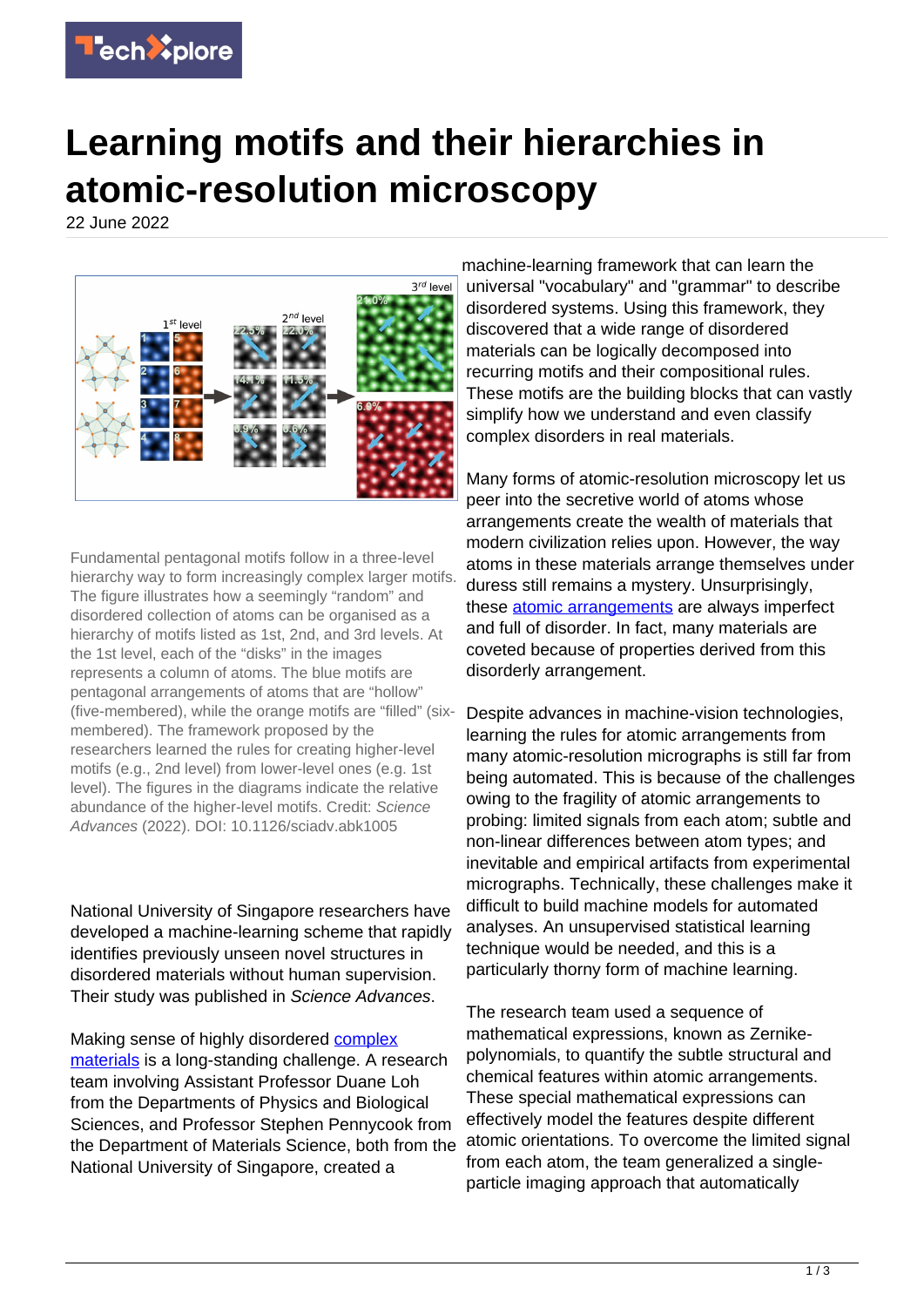# Learning motifs and their hierarchies in atomic-resolution microscopy

22 June 2022

Fundamental pentagonal motifs follow in a three-level hierarchy way to form increasingly complex larger motifs. The figure illustrates how a seemingly "random" and disordered collection of atoms can be organised as a hierarchy of motifs listed as 1st, 2nd, and 3rd levels. At the 1st level, each of the "disks" in the images represents a column of atoms. The blue motifs are pentagonal arrangements of atoms that are "hollow" (five-membered), while the orange motifs are "filled" (six-membered). The framework proposed by the researchers learned the rules for creating higher-level motifs (e.g., 2nd level) from lower-level ones (e.g. 1st level). The figures in the diagrams indicate the relative abundance of the higher-level motifs. Credit: *Science Advances* (2022). DOI: 10.1126/sciadv.abk1005

National University of Singapore researchers have developed a machine-learning scheme that rapidly identifies previously unseen novel structures in disordered materials without human supervision. Their study was published in *Science Advances*.

Making sense of highly disordered complex materials is a long-standing challenge. A research team involving Assistant Professor Duane Loh from the Departments of Physics and Biological Sciences, and Professor Stephen Pennycook from the Department of Materials Science, both from the National University of Singapore, created a machine-learning framework that can learn the universal "vocabulary" and "grammar" to describe disordered systems. Using this framework, they discovered that a wide range of disordered materials can be logically decomposed into recurring motifs and their compositional rules. These motifs are the building blocks that can vastly simplify how we understand and even classify complex disorders in real materials.

Many forms of atomic-resolution microscopy let us peer into the secretive world of atoms whose arrangements create the wealth of materials that modern civilization relies upon. However, the way atoms in these materials arrange themselves under duress still remains a mystery. Unsurprisingly, these atomic arrangements are always imperfect and full of disorder. In fact, many materials are coveted because of properties derived from this disorderly arrangement.

Despite advances in machine-vision technologies, learning the rules for atomic arrangements from many atomic-resolution micrographs is still far from being automated. This is because of the challenges owing to the fragility of atomic arrangements to probing: limited signals from each atom; subtle and non-linear differences between atom types; and inevitable and empirical artifacts from experimental micrographs. Technically, these challenges make it difficult to build machine models for automated analyses. An unsupervised statistical learning technique would be needed, and this is a particularly thorny form of machine learning.

The research team used a sequence of mathematical expressions, known as Zernike-polynomials, to quantify the subtle structural and chemical features within atomic arrangements. These special mathematical expressions can effectively model the features despite different atomic orientations. To overcome the limited signal from each atom, the team generalized a single-particle imaging approach that automatically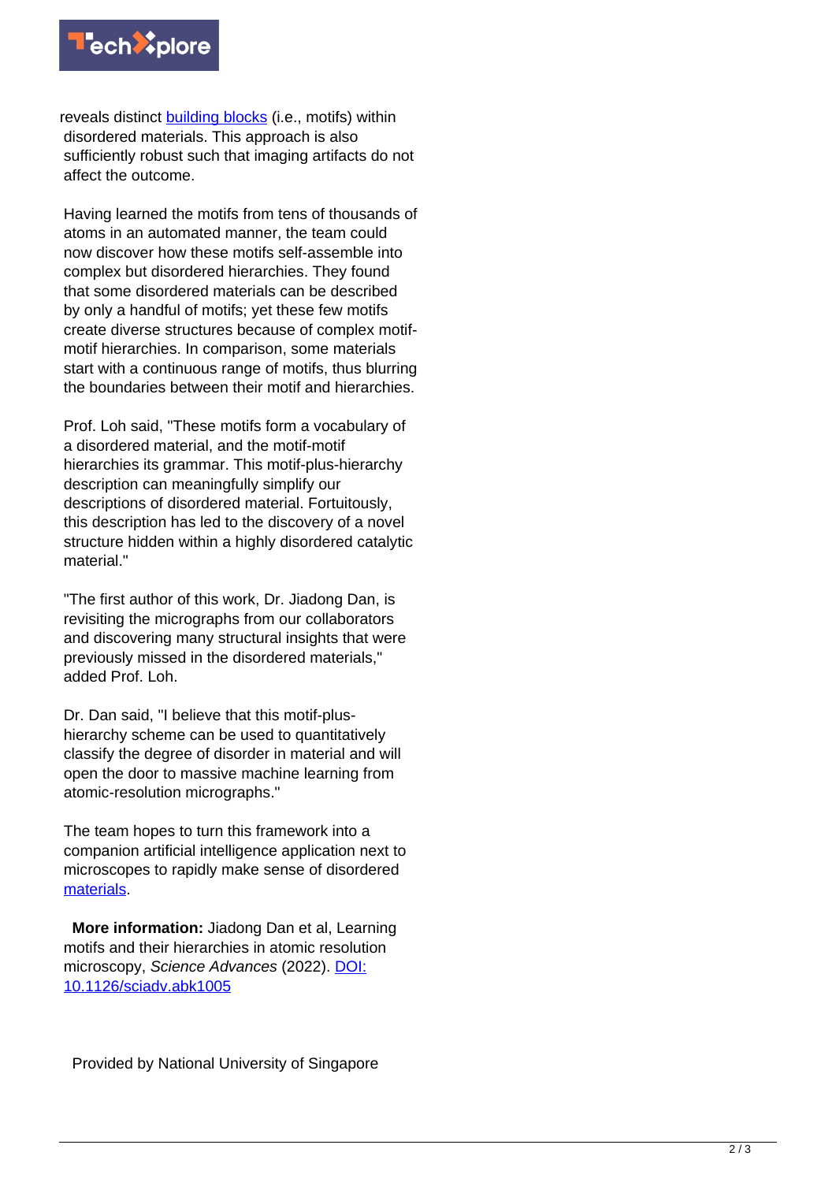reveals distinct building blocks (i.e., motifs) within disordered materials. This approach is also sufficiently robust such that imaging artifacts do not affect the outcome.

Having learned the motifs from tens of thousands of atoms in an automated manner, the team could now discover how these motifs self-assemble into complex but disordered hierarchies. They found that some disordered materials can be described by only a handful of motifs; yet these few motifs create diverse structures because of complex motif-motif hierarchies. In comparison, some materials start with a continuous range of motifs, thus blurring the boundaries between their motif and hierarchies.

Prof. Loh said, "These motifs form a vocabulary of a disordered material, and the motif-motif hierarchies its grammar. This motif-plus-hierarchy description can meaningfully simplify our descriptions of disordered material. Fortuitously, this description has led to the discovery of a novel structure hidden within a highly disordered catalytic material."

"The first author of this work, Dr. Jiadong Dan, is revisiting the micrographs from our collaborators and discovering many structural insights that were previously missed in the disordered materials," added Prof. Loh.

Dr. Dan said, "I believe that this motif-plus-hierarchy scheme can be used to quantitatively classify the degree of disorder in material and will open the door to massive machine learning from atomic-resolution micrographs."

The team hopes to turn this framework into a companion artificial intelligence application next to microscopes to rapidly make sense of disordered materials.

**More information:** Jiadong Dan et al, Learning motifs and their hierarchies in atomic resolution microscopy, *Science Advances* (2022). DOI: 10.1126/sciadv.abk1005

Provided by National University of Singapore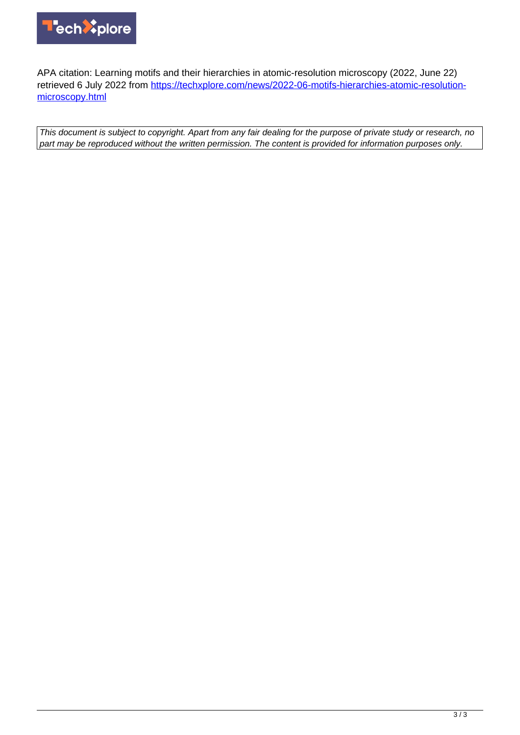APA citation: Learning motifs and their hierarchies in atomic-resolution microscopy (2022, June 22) retrieved 6 July 2022 from [https://techxplore.com/news/2022-06-motifs-hierarchies-atomic-resolution-microscopy.html](https://techxplore.com/news/2022-06-motifs-hierarchies-atomic-resolution-microscopy.html)

*This document is subject to copyright. Apart from any fair dealing for the purpose of private study or research, no part may be reproduced without the written permission. The content is provided for information purposes only.*